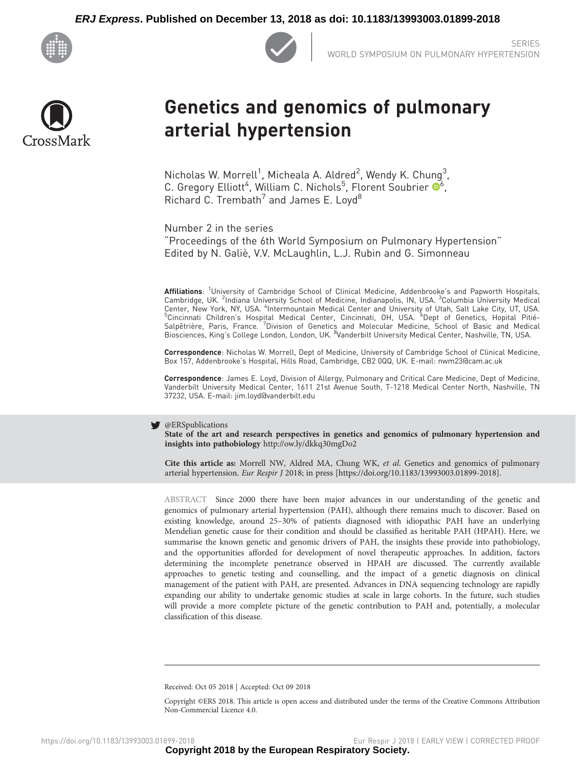SERIES
WORLD SYMPOSIUM ON PULMONARY HYPERTENSION

# Genetics and genomics of pulmonary arterial hypertension

Nicholas W. Morrell[1], Micheala A. Aldred[2], Wendy K. Chung[3], C. Gregory Elliott[4], William C. Nichols[5], Florent Soubrier[6], Richard C. Trembath[7] and James E. Loyd[8]

Number 2 in the series
"Proceedings of the 6th World Symposium on Pulmonary Hypertension"
Edited by N. Galiè, V.V. McLaughlin, L.J. Rubin and G. Simonneau

**Affiliations**: [1]University of Cambridge School of Clinical Medicine, Addenbrooke's and Papworth Hospitals, Cambridge, UK. [2]Indiana University School of Medicine, Indianapolis, IN, USA. [3]Columbia University Medical Center, New York, NY, USA. [4]Intermountain Medical Center and University of Utah, Salt Lake City, UT, USA. [5]Cincinnati Children's Hospital Medical Center, Cincinnati, OH, USA. [6]Dept of Genetics, Hopital Pitié-Salpêtrière, Paris, France. [7]Division of Genetics and Molecular Medicine, School of Basic and Medical Biosciences, King's College London, London, UK. [8]Vanderbilt University Medical Center, Nashville, TN, USA.

**Correspondence**: Nicholas W. Morrell, Dept of Medicine, University of Cambridge School of Clinical Medicine, Box 157, Addenbrooke's Hospital, Hills Road, Cambridge, CB2 0QQ, UK. E-mail: nwm23@cam.ac.uk

**Correspondence**: James E. Loyd, Division of Allergy, Pulmonary and Critical Care Medicine, Dept of Medicine, Vanderbilt University Medical Center, 1611 21st Avenue South, T-1218 Medical Center North, Nashville, TN 37232, USA. E-mail: jim.loyd@vanderbilt.edu

@ERSpublications
**State of the art and research perspectives in genetics and genomics of pulmonary hypertension and insights into pathobiology** http://ow.ly/dkkq30mgDo2

**Cite this article as:** Morrell NW, Aldred MA, Chung WK, *et al*. Genetics and genomics of pulmonary arterial hypertension. *Eur Respir J* 2018; in press [https://doi.org/10.1183/13993003.01899-2018].

ABSTRACT Since 2000 there have been major advances in our understanding of the genetic and genomics of pulmonary arterial hypertension (PAH), although there remains much to discover. Based on existing knowledge, around 25–30% of patients diagnosed with idiopathic PAH have an underlying Mendelian genetic cause for their condition and should be classified as heritable PAH (HPAH). Here, we summarise the known genetic and genomic drivers of PAH, the insights these provide into pathobiology, and the opportunities afforded for development of novel therapeutic approaches. In addition, factors determining the incomplete penetrance observed in HPAH are discussed. The currently available approaches to genetic testing and counselling, and the impact of a genetic diagnosis on clinical management of the patient with PAH, are presented. Advances in DNA sequencing technology are rapidly expanding our ability to undertake genomic studies at scale in large cohorts. In the future, such studies will provide a more complete picture of the genetic contribution to PAH and, potentially, a molecular classification of this disease.

Received: Oct 05 2018 | Accepted: Oct 09 2018

Copyright ©ERS 2018. This article is open access and distributed under the terms of the Creative Commons Attribution Non-Commercial Licence 4.0.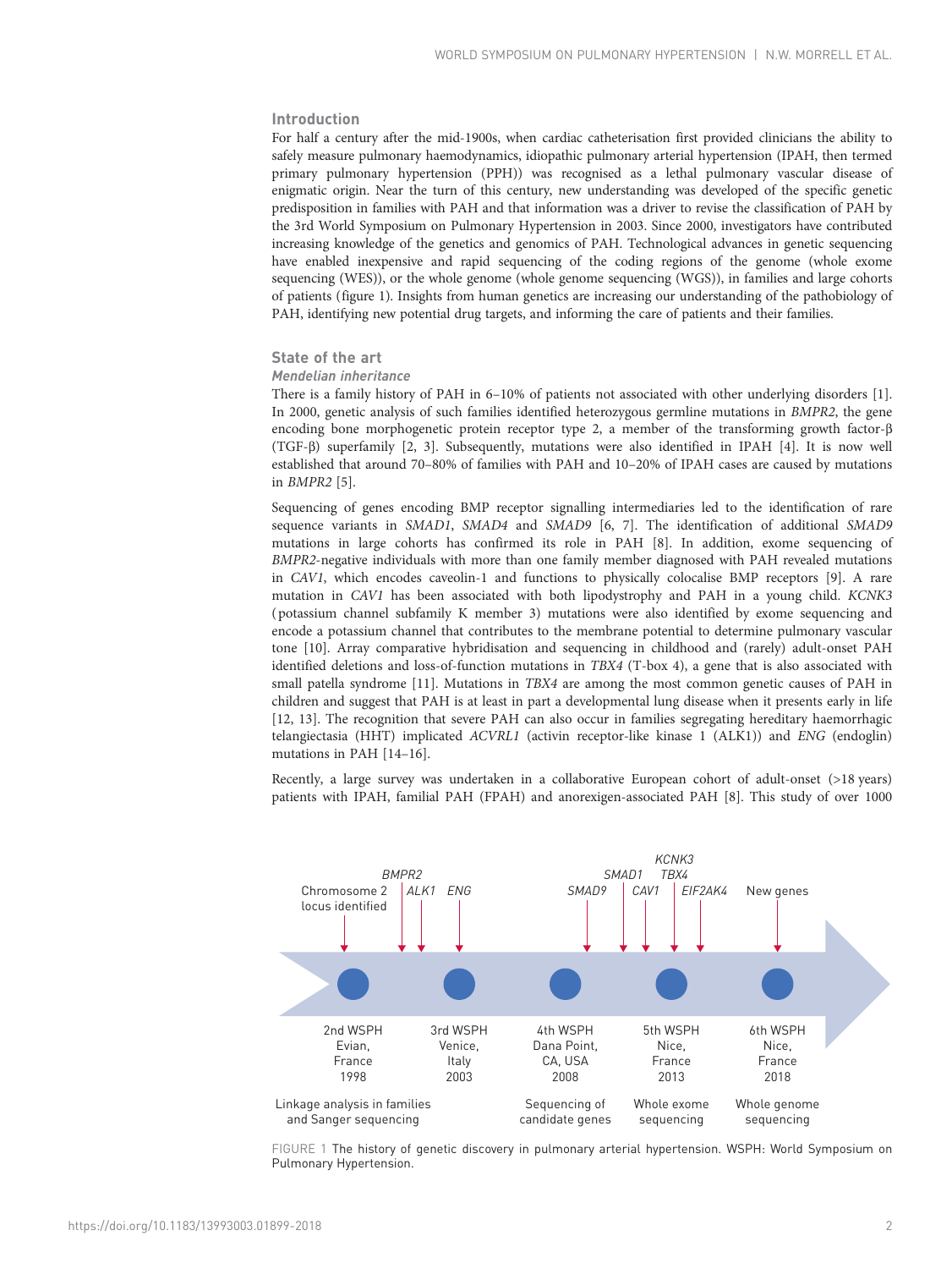## Introduction

For half a century after the mid-1900s, when cardiac catheterisation first provided clinicians the ability to safely measure pulmonary haemodynamics, idiopathic pulmonary arterial hypertension (IPAH, then termed primary pulmonary hypertension (PPH)) was recognised as a lethal pulmonary vascular disease of enigmatic origin. Near the turn of this century, new understanding was developed of the specific genetic predisposition in families with PAH and that information was a driver to revise the classification of PAH by the 3rd World Symposium on Pulmonary Hypertension in 2003. Since 2000, investigators have contributed increasing knowledge of the genetics and genomics of PAH. Technological advances in genetic sequencing have enabled inexpensive and rapid sequencing of the coding regions of the genome (whole exome sequencing (WES)), or the whole genome (whole genome sequencing (WGS)), in families and large cohorts of patients (figure 1). Insights from human genetics are increasing our understanding of the pathobiology of PAH, identifying new potential drug targets, and informing the care of patients and their families.

## State of the art

### *Mendelian inheritance*

There is a family history of PAH in 6–10% of patients not associated with other underlying disorders [1]. In 2000, genetic analysis of such families identified heterozygous germline mutations in *BMPR2*, the gene encoding bone morphogenetic protein receptor type 2, a member of the transforming growth factor-β (TGF-β) superfamily [2, 3]. Subsequently, mutations were also identified in IPAH [4]. It is now well established that around 70–80% of families with PAH and 10–20% of IPAH cases are caused by mutations in *BMPR2* [5].

Sequencing of genes encoding BMP receptor signalling intermediaries led to the identification of rare sequence variants in *SMAD1*, *SMAD4* and *SMAD9* [6, 7]. The identification of additional *SMAD9* mutations in large cohorts has confirmed its role in PAH [8]. In addition, exome sequencing of *BMPR2*-negative individuals with more than one family member diagnosed with PAH revealed mutations in *CAV1*, which encodes caveolin-1 and functions to physically colocalise BMP receptors [9]. A rare mutation in *CAV1* has been associated with both lipodystrophy and PAH in a young child. *KCNK3* (potassium channel subfamily K member 3) mutations were also identified by exome sequencing and encode a potassium channel that contributes to the membrane potential to determine pulmonary vascular tone [10]. Array comparative hybridisation and sequencing in childhood and (rarely) adult-onset PAH identified deletions and loss-of-function mutations in *TBX4* (T-box 4), a gene that is also associated with small patella syndrome [11]. Mutations in *TBX4* are among the most common genetic causes of PAH in children and suggest that PAH is at least in part a developmental lung disease when it presents early in life [12, 13]. The recognition that severe PAH can also occur in families segregating hereditary haemorrhagic telangiectasia (HHT) implicated *ACVRL1* (activin receptor-like kinase 1 (ALK1)) and *ENG* (endoglin) mutations in PAH [14–16].

Recently, a large survey was undertaken in a collaborative European cohort of adult-onset (>18 years) patients with IPAH, familial PAH (FPAH) and anorexigen-associated PAH [8]. This study of over 1000

FIGURE 1 The history of genetic discovery in pulmonary arterial hypertension. WSPH: World Symposium on Pulmonary Hypertension.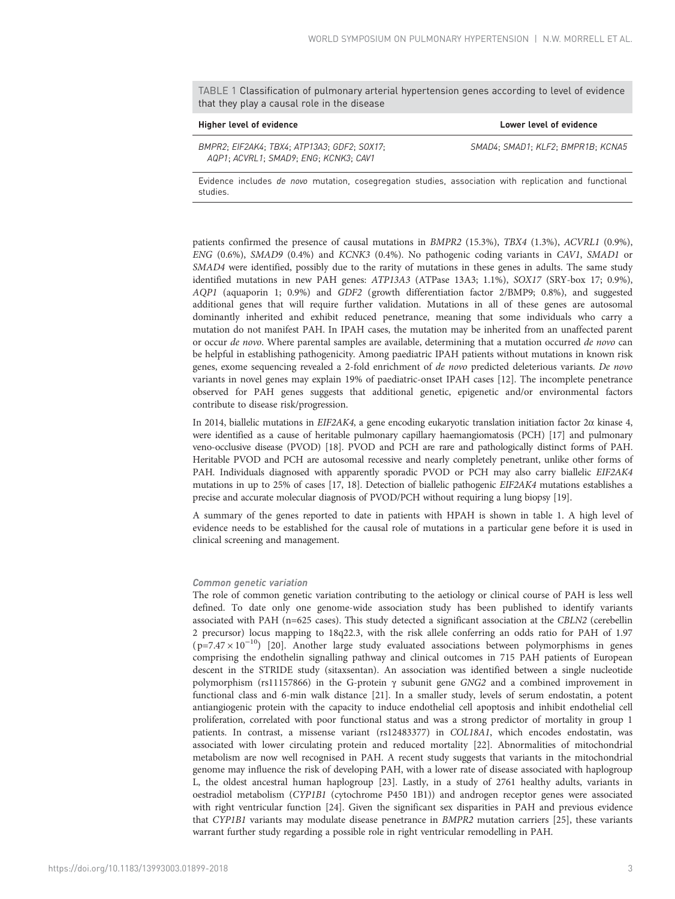TABLE 1 Classification of pulmonary arterial hypertension genes according to level of evidence that they play a causal role in the disease

| Higher level of evidence | Lower level of evidence |
| --- | --- |
| *BMPR2*; *EIF2AK4*; *TBX4*; *ATP13A3*; *GDF2*; *SOX17*; *AQP1*; *ACVRL1*; *SMAD9*; *ENG*; *KCNK3*; *CAV1* | *SMAD4*; *SMAD1*; *KLF2*; *BMPR1B*; *KCNA5* |

Evidence includes *de novo* mutation, cosegregation studies, association with replication and functional studies.

patients confirmed the presence of causal mutations in *BMPR2* (15.3%), *TBX4* (1.3%), *ACVRL1* (0.9%), *ENG* (0.6%), *SMAD9* (0.4%) and *KCNK3* (0.4%). No pathogenic coding variants in *CAV1*, *SMAD1* or *SMAD4* were identified, possibly due to the rarity of mutations in these genes in adults. The same study identified mutations in new PAH genes: *ATP13A3* (ATPase 13A3; 1.1%), *SOX17* (SRY-box 17; 0.9%), *AQP1* (aquaporin 1; 0.9%) and *GDF2* (growth differentiation factor 2/BMP9; 0.8%), and suggested additional genes that will require further validation. Mutations in all of these genes are autosomal dominantly inherited and exhibit reduced penetrance, meaning that some individuals who carry a mutation do not manifest PAH. In IPAH cases, the mutation may be inherited from an unaffected parent or occur *de novo*. Where parental samples are available, determining that a mutation occurred *de novo* can be helpful in establishing pathogenicity. Among paediatric IPAH patients without mutations in known risk genes, exome sequencing revealed a 2-fold enrichment of *de novo* predicted deleterious variants. *De novo* variants in novel genes may explain 19% of paediatric-onset IPAH cases [12]. The incomplete penetrance observed for PAH genes suggests that additional genetic, epigenetic and/or environmental factors contribute to disease risk/progression.

In 2014, biallelic mutations in *EIF2AK4*, a gene encoding eukaryotic translation initiation factor 2α kinase 4, were identified as a cause of heritable pulmonary capillary haemangiomatosis (PCH) [17] and pulmonary veno-occlusive disease (PVOD) [18]. PVOD and PCH are rare and pathologically distinct forms of PAH. Heritable PVOD and PCH are autosomal recessive and nearly completely penetrant, unlike other forms of PAH. Individuals diagnosed with apparently sporadic PVOD or PCH may also carry biallelic *EIF2AK4* mutations in up to 25% of cases [17, 18]. Detection of biallelic pathogenic *EIF2AK4* mutations establishes a precise and accurate molecular diagnosis of PVOD/PCH without requiring a lung biopsy [19].

A summary of the genes reported to date in patients with HPAH is shown in table 1. A high level of evidence needs to be established for the causal role of mutations in a particular gene before it is used in clinical screening and management.

### Common genetic variation

The role of common genetic variation contributing to the aetiology or clinical course of PAH is less well defined. To date only one genome-wide association study has been published to identify variants associated with PAH (n=625 cases). This study detected a significant association at the *CBLN2* (cerebellin 2 precursor) locus mapping to 18q22.3, with the risk allele conferring an odds ratio for PAH of 1.97 ($p=7.47\times10^{-10}$) [20]. Another large study evaluated associations between polymorphisms in genes comprising the endothelin signalling pathway and clinical outcomes in 715 PAH patients of European descent in the STRIDE study (sitaxsentan). An association was identified between a single nucleotide polymorphism (rs11157866) in the G-protein γ subunit gene *GNG2* and a combined improvement in functional class and 6-min walk distance [21]. In a smaller study, levels of serum endostatin, a potent antiangiogenic protein with the capacity to induce endothelial cell apoptosis and inhibit endothelial cell proliferation, correlated with poor functional status and was a strong predictor of mortality in group 1 patients. In contrast, a missense variant (rs12483377) in *COL18A1*, which encodes endostatin, was associated with lower circulating protein and reduced mortality [22]. Abnormalities of mitochondrial metabolism are now well recognised in PAH. A recent study suggests that variants in the mitochondrial genome may influence the risk of developing PAH, with a lower rate of disease associated with haplogroup L, the oldest ancestral human haplogroup [23]. Lastly, in a study of 2761 healthy adults, variants in oestradiol metabolism (*CYP1B1* (cytochrome P450 1B1)) and androgen receptor genes were associated with right ventricular function [24]. Given the significant sex disparities in PAH and previous evidence that *CYP1B1* variants may modulate disease penetrance in *BMPR2* mutation carriers [25], these variants warrant further study regarding a possible role in right ventricular remodelling in PAH.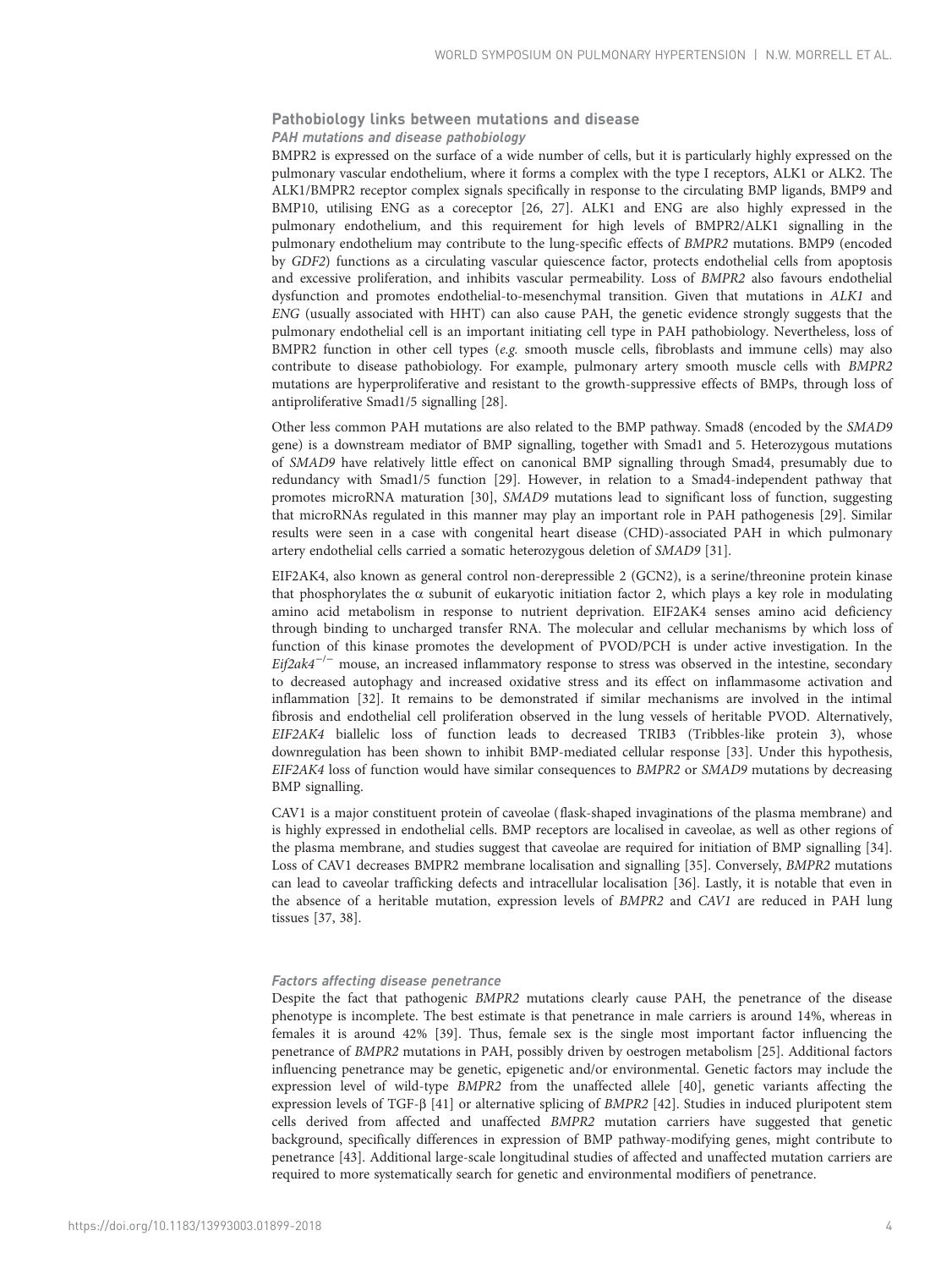## Pathobiology links between mutations and disease

### PAH mutations and disease pathobiology

BMPR2 is expressed on the surface of a wide number of cells, but it is particularly highly expressed on the pulmonary vascular endothelium, where it forms a complex with the type I receptors, ALK1 or ALK2. The ALK1/BMPR2 receptor complex signals specifically in response to the circulating BMP ligands, BMP9 and BMP10, utilising ENG as a coreceptor [26, 27]. ALK1 and ENG are also highly expressed in the pulmonary endothelium, and this requirement for high levels of BMPR2/ALK1 signalling in the pulmonary endothelium may contribute to the lung-specific effects of *BMPR2* mutations. BMP9 (encoded by *GDF2*) functions as a circulating vascular quiescence factor, protects endothelial cells from apoptosis and excessive proliferation, and inhibits vascular permeability. Loss of *BMPR2* also favours endothelial dysfunction and promotes endothelial-to-mesenchymal transition. Given that mutations in *ALK1* and *ENG* (usually associated with HHT) can also cause PAH, the genetic evidence strongly suggests that the pulmonary endothelial cell is an important initiating cell type in PAH pathobiology. Nevertheless, loss of BMPR2 function in other cell types (*e.g.* smooth muscle cells, fibroblasts and immune cells) may also contribute to disease pathobiology. For example, pulmonary artery smooth muscle cells with *BMPR2* mutations are hyperproliferative and resistant to the growth-suppressive effects of BMPs, through loss of antiproliferative Smad1/5 signalling [28].

Other less common PAH mutations are also related to the BMP pathway. Smad8 (encoded by the *SMAD9* gene) is a downstream mediator of BMP signalling, together with Smad1 and 5. Heterozygous mutations of *SMAD9* have relatively little effect on canonical BMP signalling through Smad4, presumably due to redundancy with Smad1/5 function [29]. However, in relation to a Smad4-independent pathway that promotes microRNA maturation [30], *SMAD9* mutations lead to significant loss of function, suggesting that microRNAs regulated in this manner may play an important role in PAH pathogenesis [29]. Similar results were seen in a case with congenital heart disease (CHD)-associated PAH in which pulmonary artery endothelial cells carried a somatic heterozygous deletion of *SMAD9* [31].

EIF2AK4, also known as general control non-derepressible 2 (GCN2), is a serine/threonine protein kinase that phosphorylates the α subunit of eukaryotic initiation factor 2, which plays a key role in modulating amino acid metabolism in response to nutrient deprivation. EIF2AK4 senses amino acid deficiency through binding to uncharged transfer RNA. The molecular and cellular mechanisms by which loss of function of this kinase promotes the development of PVOD/PCH is under active investigation. In the *Eif2ak4*$^{-/-}$ mouse, an increased inflammatory response to stress was observed in the intestine, secondary to decreased autophagy and increased oxidative stress and its effect on inflammasome activation and inflammation [32]. It remains to be demonstrated if similar mechanisms are involved in the intimal fibrosis and endothelial cell proliferation observed in the lung vessels of heritable PVOD. Alternatively, *EIF2AK4* biallelic loss of function leads to decreased TRIB3 (Tribbles-like protein 3), whose downregulation has been shown to inhibit BMP-mediated cellular response [33]. Under this hypothesis, *EIF2AK4* loss of function would have similar consequences to *BMPR2* or *SMAD9* mutations by decreasing BMP signalling.

CAV1 is a major constituent protein of caveolae (flask-shaped invaginations of the plasma membrane) and is highly expressed in endothelial cells. BMP receptors are localised in caveolae, as well as other regions of the plasma membrane, and studies suggest that caveolae are required for initiation of BMP signalling [34]. Loss of CAV1 decreases BMPR2 membrane localisation and signalling [35]. Conversely, *BMPR2* mutations can lead to caveolar trafficking defects and intracellular localisation [36]. Lastly, it is notable that even in the absence of a heritable mutation, expression levels of *BMPR2* and *CAV1* are reduced in PAH lung tissues [37, 38].

### Factors affecting disease penetrance

Despite the fact that pathogenic *BMPR2* mutations clearly cause PAH, the penetrance of the disease phenotype is incomplete. The best estimate is that penetrance in male carriers is around 14%, whereas in females it is around 42% [39]. Thus, female sex is the single most important factor influencing the penetrance of *BMPR2* mutations in PAH, possibly driven by oestrogen metabolism [25]. Additional factors influencing penetrance may be genetic, epigenetic and/or environmental. Genetic factors may include the expression level of wild-type *BMPR2* from the unaffected allele [40], genetic variants affecting the expression levels of TGF-β [41] or alternative splicing of *BMPR2* [42]. Studies in induced pluripotent stem cells derived from affected and unaffected *BMPR2* mutation carriers have suggested that genetic background, specifically differences in expression of BMP pathway-modifying genes, might contribute to penetrance [43]. Additional large-scale longitudinal studies of affected and unaffected mutation carriers are required to more systematically search for genetic and environmental modifiers of penetrance.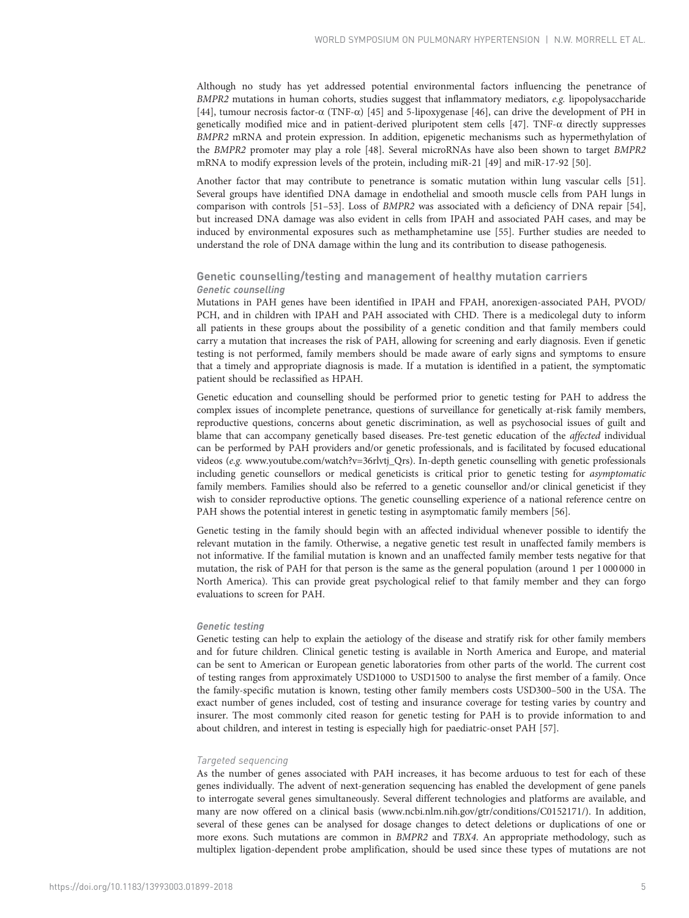Although no study has yet addressed potential environmental factors influencing the penetrance of *BMPR2* mutations in human cohorts, studies suggest that inflammatory mediators, *e.g.* lipopolysaccharide [44], tumour necrosis factor-α (TNF-α) [45] and 5-lipoxygenase [46], can drive the development of PH in genetically modified mice and in patient-derived pluripotent stem cells [47]. TNF-α directly suppresses *BMPR2* mRNA and protein expression. In addition, epigenetic mechanisms such as hypermethylation of the *BMPR2* promoter may play a role [48]. Several microRNAs have also been shown to target *BMPR2* mRNA to modify expression levels of the protein, including miR-21 [49] and miR-17-92 [50].

Another factor that may contribute to penetrance is somatic mutation within lung vascular cells [51]. Several groups have identified DNA damage in endothelial and smooth muscle cells from PAH lungs in comparison with controls [51–53]. Loss of *BMPR2* was associated with a deficiency of DNA repair [54], but increased DNA damage was also evident in cells from IPAH and associated PAH cases, and may be induced by environmental exposures such as methamphetamine use [55]. Further studies are needed to understand the role of DNA damage within the lung and its contribution to disease pathogenesis.

## Genetic counselling/testing and management of healthy mutation carriers

### Genetic counselling

Mutations in PAH genes have been identified in IPAH and FPAH, anorexigen-associated PAH, PVOD/PCH, and in children with IPAH and PAH associated with CHD. There is a medicolegal duty to inform all patients in these groups about the possibility of a genetic condition and that family members could carry a mutation that increases the risk of PAH, allowing for screening and early diagnosis. Even if genetic testing is not performed, family members should be made aware of early signs and symptoms to ensure that a timely and appropriate diagnosis is made. If a mutation is identified in a patient, the symptomatic patient should be reclassified as HPAH.

Genetic education and counselling should be performed prior to genetic testing for PAH to address the complex issues of incomplete penetrance, questions of surveillance for genetically at-risk family members, reproductive questions, concerns about genetic discrimination, as well as psychosocial issues of guilt and blame that can accompany genetically based diseases. Pre-test genetic education of the *affected* individual can be performed by PAH providers and/or genetic professionals, and is facilitated by focused educational videos (*e.g.* www.youtube.com/watch?v=36rlvtj_Qrs). In-depth genetic counselling with genetic professionals including genetic counsellors or medical geneticists is critical prior to genetic testing for *asymptomatic* family members. Families should also be referred to a genetic counsellor and/or clinical geneticist if they wish to consider reproductive options. The genetic counselling experience of a national reference centre on PAH shows the potential interest in genetic testing in asymptomatic family members [56].

Genetic testing in the family should begin with an affected individual whenever possible to identify the relevant mutation in the family. Otherwise, a negative genetic test result in unaffected family members is not informative. If the familial mutation is known and an unaffected family member tests negative for that mutation, the risk of PAH for that person is the same as the general population (around 1 per 1 000 000 in North America). This can provide great psychological relief to that family member and they can forgo evaluations to screen for PAH.

### Genetic testing

Genetic testing can help to explain the aetiology of the disease and stratify risk for other family members and for future children. Clinical genetic testing is available in North America and Europe, and material can be sent to American or European genetic laboratories from other parts of the world. The current cost of testing ranges from approximately USD1000 to USD1500 to analyse the first member of a family. Once the family-specific mutation is known, testing other family members costs USD300–500 in the USA. The exact number of genes included, cost of testing and insurance coverage for testing varies by country and insurer. The most commonly cited reason for genetic testing for PAH is to provide information to and about children, and interest in testing is especially high for paediatric-onset PAH [57].

#### Targeted sequencing

As the number of genes associated with PAH increases, it has become arduous to test for each of these genes individually. The advent of next-generation sequencing has enabled the development of gene panels to interrogate several genes simultaneously. Several different technologies and platforms are available, and many are now offered on a clinical basis (www.ncbi.nlm.nih.gov/gtr/conditions/C0152171/). In addition, several of these genes can be analysed for dosage changes to detect deletions or duplications of one or more exons. Such mutations are common in *BMPR2* and *TBX4*. An appropriate methodology, such as multiplex ligation-dependent probe amplification, should be used since these types of mutations are not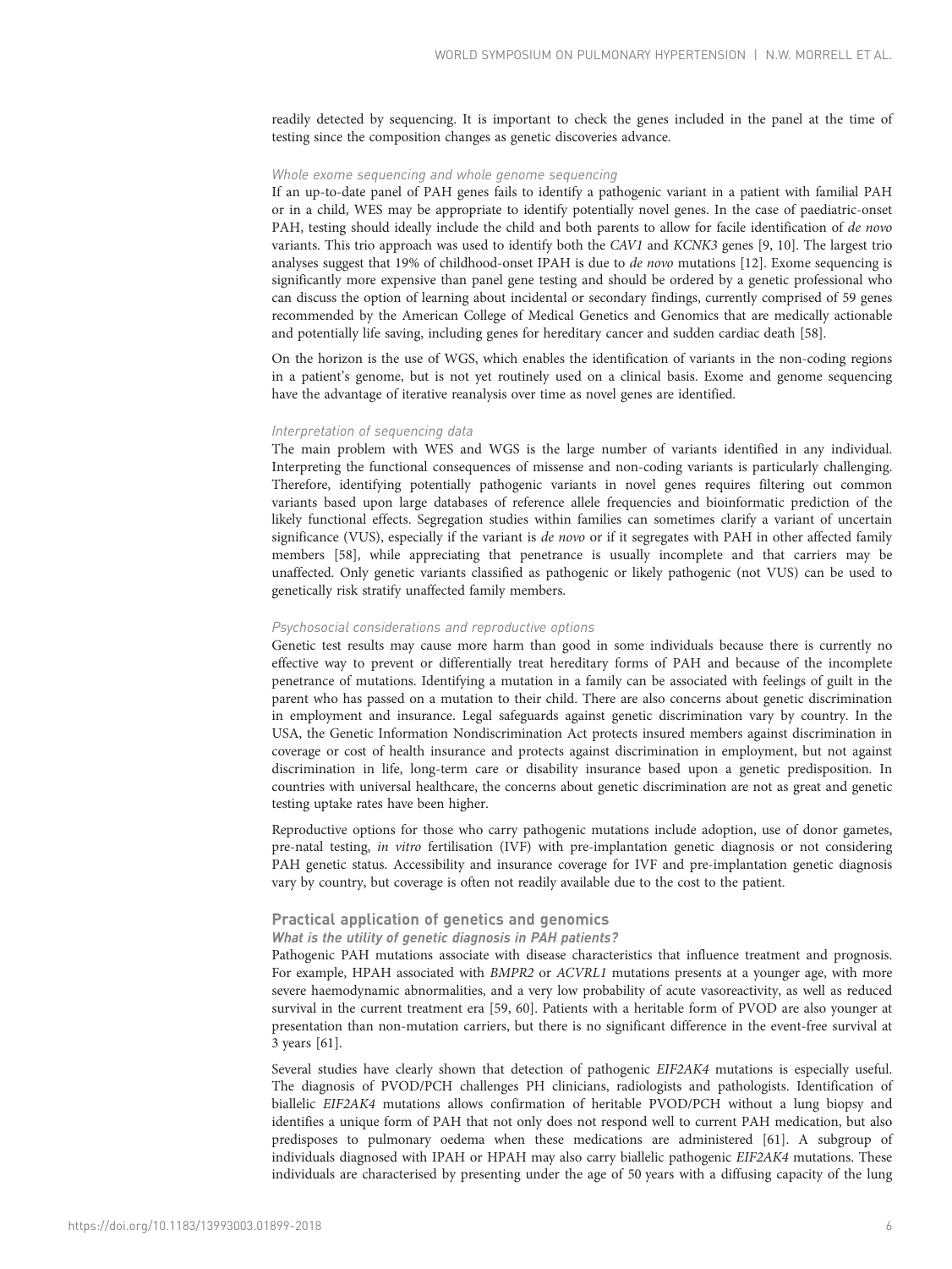readily detected by sequencing. It is important to check the genes included in the panel at the time of testing since the composition changes as genetic discoveries advance.

#### *Whole exome sequencing and whole genome sequencing*

If an up-to-date panel of PAH genes fails to identify a pathogenic variant in a patient with familial PAH or in a child, WES may be appropriate to identify potentially novel genes. In the case of paediatric-onset PAH, testing should ideally include the child and both parents to allow for facile identification of *de novo* variants. This trio approach was used to identify both the *CAV1* and *KCNK3* genes [9, 10]. The largest trio analyses suggest that 19% of childhood-onset IPAH is due to *de novo* mutations [12]. Exome sequencing is significantly more expensive than panel gene testing and should be ordered by a genetic professional who can discuss the option of learning about incidental or secondary findings, currently comprised of 59 genes recommended by the American College of Medical Genetics and Genomics that are medically actionable and potentially life saving, including genes for hereditary cancer and sudden cardiac death [58].

On the horizon is the use of WGS, which enables the identification of variants in the non-coding regions in a patient's genome, but is not yet routinely used on a clinical basis. Exome and genome sequencing have the advantage of iterative reanalysis over time as novel genes are identified.

#### *Interpretation of sequencing data*

The main problem with WES and WGS is the large number of variants identified in any individual. Interpreting the functional consequences of missense and non-coding variants is particularly challenging. Therefore, identifying potentially pathogenic variants in novel genes requires filtering out common variants based upon large databases of reference allele frequencies and bioinformatic prediction of the likely functional effects. Segregation studies within families can sometimes clarify a variant of uncertain significance (VUS), especially if the variant is *de novo* or if it segregates with PAH in other affected family members [58], while appreciating that penetrance is usually incomplete and that carriers may be unaffected. Only genetic variants classified as pathogenic or likely pathogenic (not VUS) can be used to genetically risk stratify unaffected family members.

#### *Psychosocial considerations and reproductive options*

Genetic test results may cause more harm than good in some individuals because there is currently no effective way to prevent or differentially treat hereditary forms of PAH and because of the incomplete penetrance of mutations. Identifying a mutation in a family can be associated with feelings of guilt in the parent who has passed on a mutation to their child. There are also concerns about genetic discrimination in employment and insurance. Legal safeguards against genetic discrimination vary by country. In the USA, the Genetic Information Nondiscrimination Act protects insured members against discrimination in coverage or cost of health insurance and protects against discrimination in employment, but not against discrimination in life, long-term care or disability insurance based upon a genetic predisposition. In countries with universal healthcare, the concerns about genetic discrimination are not as great and genetic testing uptake rates have been higher.

Reproductive options for those who carry pathogenic mutations include adoption, use of donor gametes, pre-natal testing, *in vitro* fertilisation (IVF) with pre-implantation genetic diagnosis or not considering PAH genetic status. Accessibility and insurance coverage for IVF and pre-implantation genetic diagnosis vary by country, but coverage is often not readily available due to the cost to the patient.

## Practical application of genetics and genomics

### *What is the utility of genetic diagnosis in PAH patients?*

Pathogenic PAH mutations associate with disease characteristics that influence treatment and prognosis. For example, HPAH associated with *BMPR2* or *ACVRL1* mutations presents at a younger age, with more severe haemodynamic abnormalities, and a very low probability of acute vasoreactivity, as well as reduced survival in the current treatment era [59, 60]. Patients with a heritable form of PVOD are also younger at presentation than non-mutation carriers, but there is no significant difference in the event-free survival at 3 years [61].

Several studies have clearly shown that detection of pathogenic *EIF2AK4* mutations is especially useful. The diagnosis of PVOD/PCH challenges PH clinicians, radiologists and pathologists. Identification of biallelic *EIF2AK4* mutations allows confirmation of heritable PVOD/PCH without a lung biopsy and identifies a unique form of PAH that not only does not respond well to current PAH medication, but also predisposes to pulmonary oedema when these medications are administered [61]. A subgroup of individuals diagnosed with IPAH or HPAH may also carry biallelic pathogenic *EIF2AK4* mutations. These individuals are characterised by presenting under the age of 50 years with a diffusing capacity of the lung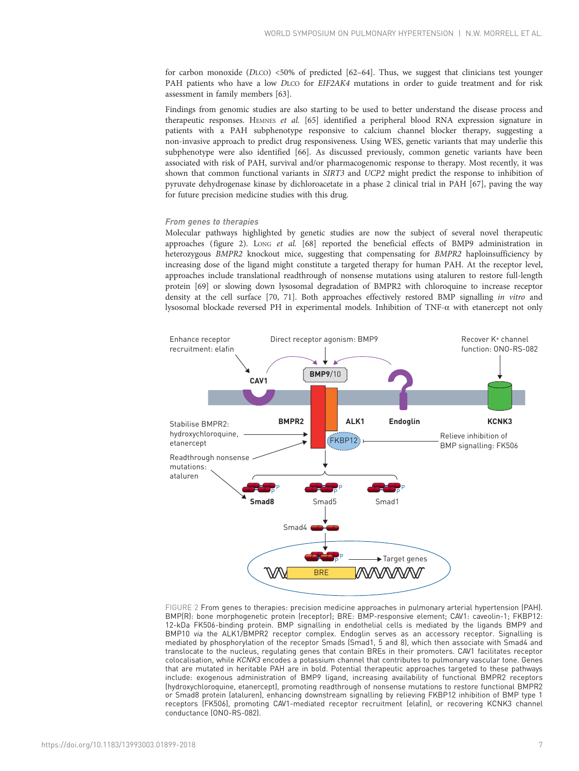for carbon monoxide (DLCO) <50% of predicted [62–64]. Thus, we suggest that clinicians test younger PAH patients who have a low DLCO for *EIF2AK4* mutations in order to guide treatment and for risk assessment in family members [63].

Findings from genomic studies are also starting to be used to better understand the disease process and therapeutic responses. Hemnes *et al.* [65] identified a peripheral blood RNA expression signature in patients with a PAH subphenotype responsive to calcium channel blocker therapy, suggesting a non-invasive approach to predict drug responsiveness. Using WES, genetic variants that may underlie this subphenotype were also identified [66]. As discussed previously, common genetic variants have been associated with risk of PAH, survival and/or pharmacogenomic response to therapy. Most recently, it was shown that common functional variants in *SIRT3* and *UCP2* might predict the response to inhibition of pyruvate dehydrogenase kinase by dichloroacetate in a phase 2 clinical trial in PAH [67], paving the way for future precision medicine studies with this drug.

### *From genes to therapies*

Molecular pathways highlighted by genetic studies are now the subject of several novel therapeutic approaches (figure 2). Long *et al.* [68] reported the beneficial effects of BMP9 administration in heterozygous *BMPR2* knockout mice, suggesting that compensating for *BMPR2* haploinsufficiency by increasing dose of the ligand might constitute a targeted therapy for human PAH. At the receptor level, approaches include translational readthrough of nonsense mutations using ataluren to restore full-length protein [69] or slowing down lysosomal degradation of BMPR2 with chloroquine to increase receptor density at the cell surface [70, 71]. Both approaches effectively restored BMP signalling *in vitro* and lysosomal blockade reversed PH in experimental models. Inhibition of TNF-α with etanercept not only

FIGURE 2 From genes to therapies: precision medicine approaches in pulmonary arterial hypertension (PAH). BMP(R): bone morphogenetic protein (receptor); BRE: BMP-responsive element; CAV1: caveolin-1; FKBP12: 12-kDa FK506-binding protein. BMP signalling in endothelial cells is mediated by the ligands BMP9 and BMP10 *via* the ALK1/BMPR2 receptor complex. Endoglin serves as an accessory receptor. Signalling is mediated by phosphorylation of the receptor Smads (Smad1, 5 and 8), which then associate with Smad4 and translocate to the nucleus, regulating genes that contain BREs in their promoters. CAV1 facilitates receptor colocalisation, while *KCNK3* encodes a potassium channel that contributes to pulmonary vascular tone. Genes that are mutated in heritable PAH are in bold. Potential therapeutic approaches targeted to these pathways include: exogenous administration of BMP9 ligand, increasing availability of functional BMPR2 receptors (hydroxychloroquine, etanercept), promoting readthrough of nonsense mutations to restore functional BMPR2 or Smad8 protein (ataluren), enhancing downstream signalling by relieving FKBP12 inhibition of BMP type 1 receptors (FK506), promoting CAV1-mediated receptor recruitment (elafin), or recovering KCNK3 channel conductance (ONO-RS-082).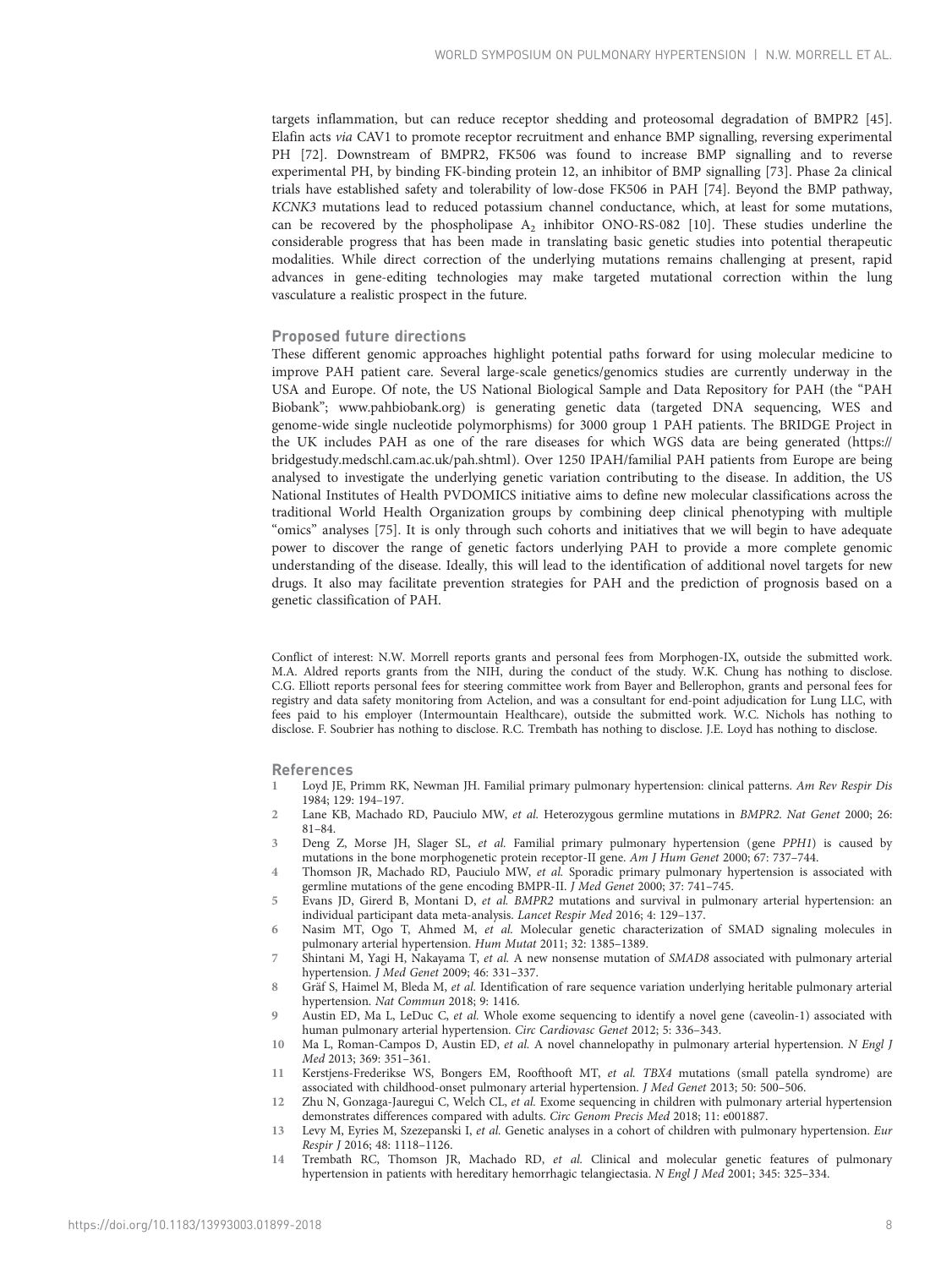targets inflammation, but can reduce receptor shedding and proteosomal degradation of BMPR2 [45]. Elafin acts *via* CAV1 to promote receptor recruitment and enhance BMP signalling, reversing experimental PH [72]. Downstream of BMPR2, FK506 was found to increase BMP signalling and to reverse experimental PH, by binding FK-binding protein 12, an inhibitor of BMP signalling [73]. Phase 2a clinical trials have established safety and tolerability of low-dose FK506 in PAH [74]. Beyond the BMP pathway, *KCNK3* mutations lead to reduced potassium channel conductance, which, at least for some mutations, can be recovered by the phospholipase $A_2$ inhibitor ONO-RS-082 [10]. These studies underline the considerable progress that has been made in translating basic genetic studies into potential therapeutic modalities. While direct correction of the underlying mutations remains challenging at present, rapid advances in gene-editing technologies may make targeted mutational correction within the lung vasculature a realistic prospect in the future.

## Proposed future directions

These different genomic approaches highlight potential paths forward for using molecular medicine to improve PAH patient care. Several large-scale genetics/genomics studies are currently underway in the USA and Europe. Of note, the US National Biological Sample and Data Repository for PAH (the "PAH Biobank"; www.pahbiobank.org) is generating genetic data (targeted DNA sequencing, WES and genome-wide single nucleotide polymorphisms) for 3000 group 1 PAH patients. The BRIDGE Project in the UK includes PAH as one of the rare diseases for which WGS data are being generated (https://bridgestudy.medschl.cam.ac.uk/pah.shtml). Over 1250 IPAH/familial PAH patients from Europe are being analysed to investigate the underlying genetic variation contributing to the disease. In addition, the US National Institutes of Health PVDOMICS initiative aims to define new molecular classifications across the traditional World Health Organization groups by combining deep clinical phenotyping with multiple "omics" analyses [75]. It is only through such cohorts and initiatives that we will begin to have adequate power to discover the range of genetic factors underlying PAH to provide a more complete genomic understanding of the disease. Ideally, this will lead to the identification of additional novel targets for new drugs. It also may facilitate prevention strategies for PAH and the prediction of prognosis based on a genetic classification of PAH.

Conflict of interest: N.W. Morrell reports grants and personal fees from Morphogen-IX, outside the submitted work. M.A. Aldred reports grants from the NIH, during the conduct of the study. W.K. Chung has nothing to disclose. C.G. Elliott reports personal fees for steering committee work from Bayer and Bellerophon, grants and personal fees for registry and data safety monitoring from Actelion, and was a consultant for end-point adjudication for Lung LLC, with fees paid to his employer (Intermountain Healthcare), outside the submitted work. W.C. Nichols has nothing to disclose. F. Soubrier has nothing to disclose. R.C. Trembath has nothing to disclose. J.E. Loyd has nothing to disclose.

## References

1. Loyd JE, Primm RK, Newman JH. Familial primary pulmonary hypertension: clinical patterns. *Am Rev Respir Dis* 1984; 129: 194–197.
2. Lane KB, Machado RD, Pauciulo MW, *et al.* Heterozygous germline mutations in *BMPR2*. *Nat Genet* 2000; 26: 81–84.
3. Deng Z, Morse JH, Slager SL, *et al.* Familial primary pulmonary hypertension (gene *PPH1*) is caused by mutations in the bone morphogenetic protein receptor-II gene. *Am J Hum Genet* 2000; 67: 737–744.
4. Thomson JR, Machado RD, Pauciulo MW, *et al.* Sporadic primary pulmonary hypertension is associated with germline mutations of the gene encoding BMPR-II. *J Med Genet* 2000; 37: 741–745.
5. Evans JD, Girerd B, Montani D, *et al.* *BMPR2* mutations and survival in pulmonary arterial hypertension: an individual participant data meta-analysis. *Lancet Respir Med* 2016; 4: 129–137.
6. Nasim MT, Ogo T, Ahmed M, *et al.* Molecular genetic characterization of SMAD signaling molecules in pulmonary arterial hypertension. *Hum Mutat* 2011; 32: 1385–1389.
7. Shintani M, Yagi H, Nakayama T, *et al.* A new nonsense mutation of *SMAD8* associated with pulmonary arterial hypertension. *J Med Genet* 2009; 46: 331–337.
8. Gräf S, Haimel M, Bleda M, *et al.* Identification of rare sequence variation underlying heritable pulmonary arterial hypertension. *Nat Commun* 2018; 9: 1416.
9. Austin ED, Ma L, LeDuc C, *et al.* Whole exome sequencing to identify a novel gene (caveolin-1) associated with human pulmonary arterial hypertension. *Circ Cardiovasc Genet* 2012; 5: 336–343.
10. Ma L, Roman-Campos D, Austin ED, *et al.* A novel channelopathy in pulmonary arterial hypertension. *N Engl J Med* 2013; 369: 351–361.
11. Kerstjens-Frederikse WS, Bongers EM, Roofthooft MT, *et al.* *TBX4* mutations (small patella syndrome) are associated with childhood-onset pulmonary arterial hypertension. *J Med Genet* 2013; 50: 500–506.
12. Zhu N, Gonzaga-Jauregui C, Welch CL, *et al.* Exome sequencing in children with pulmonary arterial hypertension demonstrates differences compared with adults. *Circ Genom Precis Med* 2018; 11: e001887.
13. Levy M, Eyries M, Szezepanski I, *et al.* Genetic analyses in a cohort of children with pulmonary hypertension. *Eur Respir J* 2016; 48: 1118–1126.
14. Trembath RC, Thomson JR, Machado RD, *et al.* Clinical and molecular genetic features of pulmonary hypertension in patients with hereditary hemorrhagic telangiectasia. *N Engl J Med* 2001; 345: 325–334.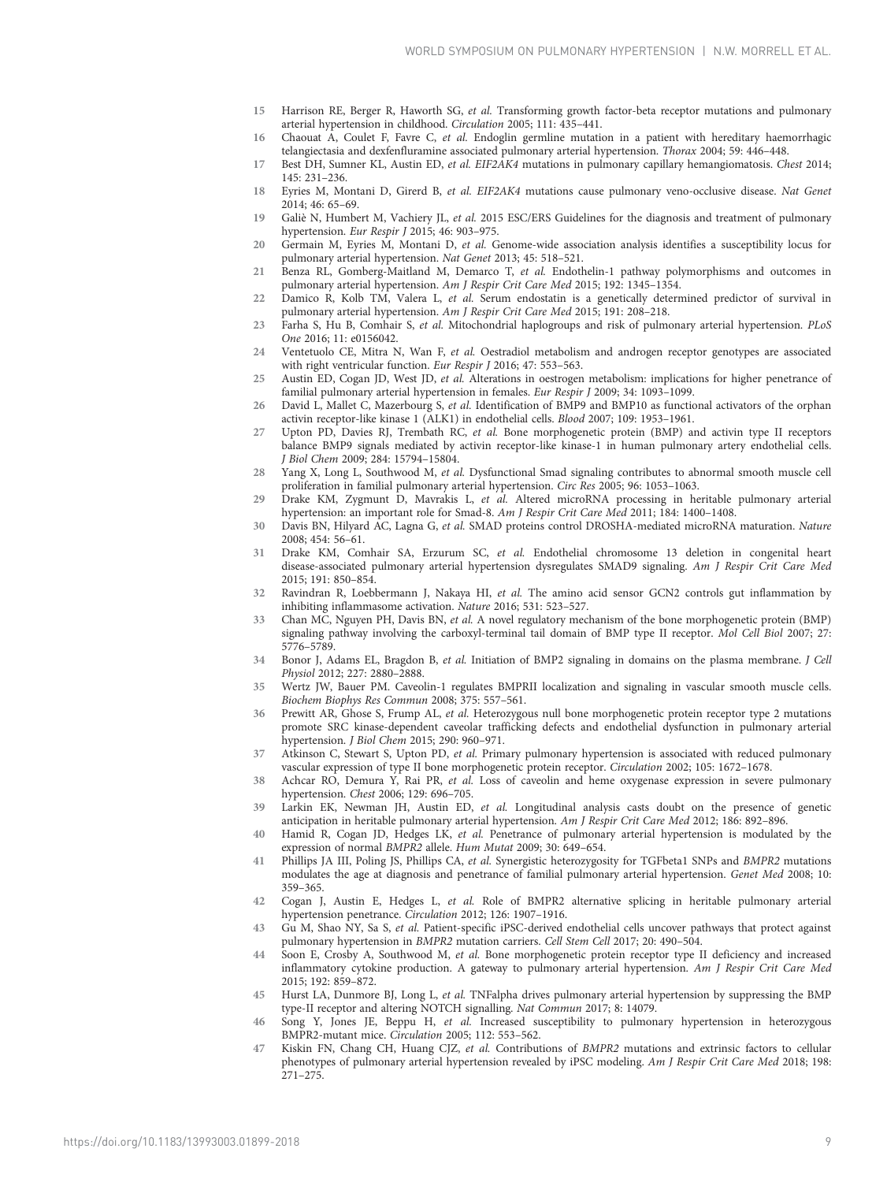15 Harrison RE, Berger R, Haworth SG, *et al.* Transforming growth factor-beta receptor mutations and pulmonary arterial hypertension in childhood. *Circulation* 2005; 111: 435–441.

16 Chaouat A, Coulet F, Favre C, *et al.* Endoglin germline mutation in a patient with hereditary haemorrhagic telangiectasia and dexfenfluramine associated pulmonary arterial hypertension. *Thorax* 2004; 59: 446–448.

17 Best DH, Sumner KL, Austin ED, *et al.* *EIF2AK4* mutations in pulmonary capillary hemangiomatosis. *Chest* 2014; 145: 231–236.

18 Eyries M, Montani D, Girerd B, *et al.* *EIF2AK4* mutations cause pulmonary veno-occlusive disease. *Nat Genet* 2014; 46: 65–69.

19 Galiè N, Humbert M, Vachiery JL, *et al.* 2015 ESC/ERS Guidelines for the diagnosis and treatment of pulmonary hypertension. *Eur Respir J* 2015; 46: 903–975.

20 Germain M, Eyries M, Montani D, *et al.* Genome-wide association analysis identifies a susceptibility locus for pulmonary arterial hypertension. *Nat Genet* 2013; 45: 518–521.

21 Benza RL, Gomberg-Maitland M, Demarco T, *et al.* Endothelin-1 pathway polymorphisms and outcomes in pulmonary arterial hypertension. *Am J Respir Crit Care Med* 2015; 192: 1345–1354.

22 Damico R, Kolb TM, Valera L, *et al.* Serum endostatin is a genetically determined predictor of survival in pulmonary arterial hypertension. *Am J Respir Crit Care Med* 2015; 191: 208–218.

23 Farha S, Hu B, Comhair S, *et al.* Mitochondrial haplogroups and risk of pulmonary arterial hypertension. *PLoS One* 2016; 11: e0156042.

24 Ventetuolo CE, Mitra N, Wan F, *et al.* Oestradiol metabolism and androgen receptor genotypes are associated with right ventricular function. *Eur Respir J* 2016; 47: 553–563.

25 Austin ED, Cogan JD, West JD, *et al.* Alterations in oestrogen metabolism: implications for higher penetrance of familial pulmonary arterial hypertension in females. *Eur Respir J* 2009; 34: 1093–1099.

26 David L, Mallet C, Mazerbourg S, *et al.* Identification of BMP9 and BMP10 as functional activators of the orphan activin receptor-like kinase 1 (ALK1) in endothelial cells. *Blood* 2007; 109: 1953–1961.

27 Upton PD, Davies RJ, Trembath RC, *et al.* Bone morphogenetic protein (BMP) and activin type II receptors balance BMP9 signals mediated by activin receptor-like kinase-1 in human pulmonary artery endothelial cells. *J Biol Chem* 2009; 284: 15794–15804.

28 Yang X, Long L, Southwood M, *et al.* Dysfunctional Smad signaling contributes to abnormal smooth muscle cell proliferation in familial pulmonary arterial hypertension. *Circ Res* 2005; 96: 1053–1063.

29 Drake KM, Zygmunt D, Mavrakis L, *et al.* Altered microRNA processing in heritable pulmonary arterial hypertension: an important role for Smad-8. *Am J Respir Crit Care Med* 2011; 184: 1400–1408.

30 Davis BN, Hilyard AC, Lagna G, *et al.* SMAD proteins control DROSHA-mediated microRNA maturation. *Nature* 2008; 454: 56–61.

31 Drake KM, Comhair SA, Erzurum SC, *et al.* Endothelial chromosome 13 deletion in congenital heart disease-associated pulmonary arterial hypertension dysregulates SMAD9 signaling. *Am J Respir Crit Care Med* 2015; 191: 850–854.

32 Ravindran R, Loebbermann J, Nakaya HI, *et al.* The amino acid sensor GCN2 controls gut inflammation by inhibiting inflammasome activation. *Nature* 2016; 531: 523–527.

33 Chan MC, Nguyen PH, Davis BN, *et al.* A novel regulatory mechanism of the bone morphogenetic protein (BMP) signaling pathway involving the carboxyl-terminal tail domain of BMP type II receptor. *Mol Cell Biol* 2007; 27: 5776–5789.

34 Bonor J, Adams EL, Bragdon B, *et al.* Initiation of BMP2 signaling in domains on the plasma membrane. *J Cell Physiol* 2012; 227: 2880–2888.

35 Wertz JW, Bauer PM. Caveolin-1 regulates BMPRII localization and signaling in vascular smooth muscle cells. *Biochem Biophys Res Commun* 2008; 375: 557–561.

36 Prewitt AR, Ghose S, Frump AL, *et al.* Heterozygous null bone morphogenetic protein receptor type 2 mutations promote SRC kinase-dependent caveolar trafficking defects and endothelial dysfunction in pulmonary arterial hypertension. *J Biol Chem* 2015; 290: 960–971.

37 Atkinson C, Stewart S, Upton PD, *et al.* Primary pulmonary hypertension is associated with reduced pulmonary vascular expression of type II bone morphogenetic protein receptor. *Circulation* 2002; 105: 1672–1678.

38 Achcar RO, Demura Y, Rai PR, *et al.* Loss of caveolin and heme oxygenase expression in severe pulmonary hypertension. *Chest* 2006; 129: 696–705.

39 Larkin EK, Newman JH, Austin ED, *et al.* Longitudinal analysis casts doubt on the presence of genetic anticipation in heritable pulmonary arterial hypertension. *Am J Respir Crit Care Med* 2012; 186: 892–896.

40 Hamid R, Cogan JD, Hedges LK, *et al.* Penetrance of pulmonary arterial hypertension is modulated by the expression of normal *BMPR2* allele. *Hum Mutat* 2009; 30: 649–654.

41 Phillips JA III, Poling JS, Phillips CA, *et al.* Synergistic heterozygosity for TGFbeta1 SNPs and *BMPR2* mutations modulates the age at diagnosis and penetrance of familial pulmonary arterial hypertension. *Genet Med* 2008; 10: 359–365.

42 Cogan J, Austin E, Hedges L, *et al.* Role of BMPR2 alternative splicing in heritable pulmonary arterial hypertension penetrance. *Circulation* 2012; 126: 1907–1916.

43 Gu M, Shao NY, Sa S, *et al.* Patient-specific iPSC-derived endothelial cells uncover pathways that protect against pulmonary hypertension in *BMPR2* mutation carriers. *Cell Stem Cell* 2017; 20: 490–504.

44 Soon E, Crosby A, Southwood M, *et al.* Bone morphogenetic protein receptor type II deficiency and increased inflammatory cytokine production. A gateway to pulmonary arterial hypertension. *Am J Respir Crit Care Med* 2015; 192: 859–872.

45 Hurst LA, Dunmore BJ, Long L, *et al.* TNFalpha drives pulmonary arterial hypertension by suppressing the BMP type-II receptor and altering NOTCH signalling. *Nat Commun* 2017; 8: 14079.

46 Song Y, Jones JE, Beppu H, *et al.* Increased susceptibility to pulmonary hypertension in heterozygous BMPR2-mutant mice. *Circulation* 2005; 112: 553–562.

47 Kiskin FN, Chang CH, Huang CJZ, *et al.* Contributions of *BMPR2* mutations and extrinsic factors to cellular phenotypes of pulmonary arterial hypertension revealed by iPSC modeling. *Am J Respir Crit Care Med* 2018; 198: 271–275.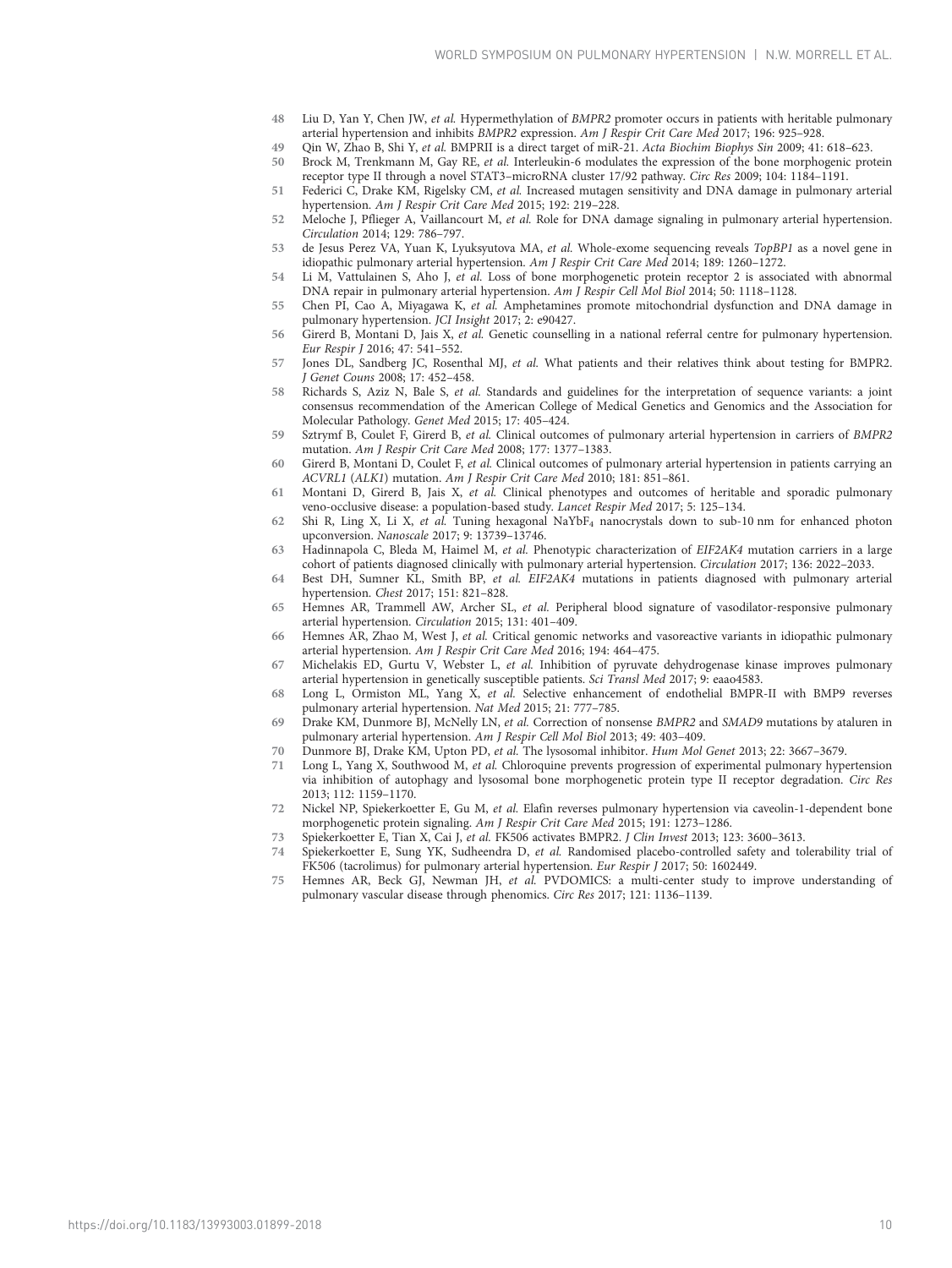48 Liu D, Yan Y, Chen JW, *et al.* Hypermethylation of *BMPR2* promoter occurs in patients with heritable pulmonary arterial hypertension and inhibits *BMPR2* expression. *Am J Respir Crit Care Med* 2017; 196: 925–928.

49 Qin W, Zhao B, Shi Y, *et al.* BMPRII is a direct target of miR-21. *Acta Biochim Biophys Sin* 2009; 41: 618–623.

50 Brock M, Trenkmann M, Gay RE, *et al.* Interleukin-6 modulates the expression of the bone morphogenic protein receptor type II through a novel STAT3–microRNA cluster 17/92 pathway. *Circ Res* 2009; 104: 1184–1191.

51 Federici C, Drake KM, Rigelsky CM, *et al.* Increased mutagen sensitivity and DNA damage in pulmonary arterial hypertension. *Am J Respir Crit Care Med* 2015; 192: 219–228.

52 Meloche J, Pflieger A, Vaillancourt M, *et al.* Role for DNA damage signaling in pulmonary arterial hypertension. *Circulation* 2014; 129: 786–797.

53 de Jesus Perez VA, Yuan K, Lyuksyutova MA, *et al.* Whole-exome sequencing reveals *TopBP1* as a novel gene in idiopathic pulmonary arterial hypertension. *Am J Respir Crit Care Med* 2014; 189: 1260–1272.

54 Li M, Vattulainen S, Aho J, *et al.* Loss of bone morphogenetic protein receptor 2 is associated with abnormal DNA repair in pulmonary arterial hypertension. *Am J Respir Cell Mol Biol* 2014; 50: 1118–1128.

55 Chen PI, Cao A, Miyagawa K, *et al.* Amphetamines promote mitochondrial dysfunction and DNA damage in pulmonary hypertension. *JCI Insight* 2017; 2: e90427.

56 Girerd B, Montani D, Jais X, *et al.* Genetic counselling in a national referral centre for pulmonary hypertension. *Eur Respir J* 2016; 47: 541–552.

57 Jones DL, Sandberg JC, Rosenthal MJ, *et al.* What patients and their relatives think about testing for BMPR2. *J Genet Couns* 2008; 17: 452–458.

58 Richards S, Aziz N, Bale S, *et al.* Standards and guidelines for the interpretation of sequence variants: a joint consensus recommendation of the American College of Medical Genetics and Genomics and the Association for Molecular Pathology. *Genet Med* 2015; 17: 405–424.

59 Sztrymf B, Coulet F, Girerd B, *et al.* Clinical outcomes of pulmonary arterial hypertension in carriers of *BMPR2* mutation. *Am J Respir Crit Care Med* 2008; 177: 1377–1383.

60 Girerd B, Montani D, Coulet F, *et al.* Clinical outcomes of pulmonary arterial hypertension in patients carrying an *ACVRL1* (*ALK1*) mutation. *Am J Respir Crit Care Med* 2010; 181: 851–861.

61 Montani D, Girerd B, Jais X, *et al.* Clinical phenotypes and outcomes of heritable and sporadic pulmonary veno-occlusive disease: a population-based study. *Lancet Respir Med* 2017; 5: 125–134.

62 Shi R, Ling X, Li X, *et al.* Tuning hexagonal $NaYbF_4$ nanocrystals down to sub-10 nm for enhanced photon upconversion. *Nanoscale* 2017; 9: 13739–13746.

63 Hadinnapola C, Bleda M, Haimel M, *et al.* Phenotypic characterization of *EIF2AK4* mutation carriers in a large cohort of patients diagnosed clinically with pulmonary arterial hypertension. *Circulation* 2017; 136: 2022–2033.

64 Best DH, Sumner KL, Smith BP, *et al.* *EIF2AK4* mutations in patients diagnosed with pulmonary arterial hypertension. *Chest* 2017; 151: 821–828.

65 Hemnes AR, Trammell AW, Archer SL, *et al.* Peripheral blood signature of vasodilator-responsive pulmonary arterial hypertension. *Circulation* 2015; 131: 401–409.

66 Hemnes AR, Zhao M, West J, *et al.* Critical genomic networks and vasoreactive variants in idiopathic pulmonary arterial hypertension. *Am J Respir Crit Care Med* 2016; 194: 464–475.

67 Michelakis ED, Gurtu V, Webster L, *et al.* Inhibition of pyruvate dehydrogenase kinase improves pulmonary arterial hypertension in genetically susceptible patients. *Sci Transl Med* 2017; 9: eaao4583.

68 Long L, Ormiston ML, Yang X, *et al.* Selective enhancement of endothelial BMPR-II with BMP9 reverses pulmonary arterial hypertension. *Nat Med* 2015; 21: 777–785.

69 Drake KM, Dunmore BJ, McNelly LN, *et al.* Correction of nonsense *BMPR2* and *SMAD9* mutations by ataluren in pulmonary arterial hypertension. *Am J Respir Cell Mol Biol* 2013; 49: 403–409.

70 Dunmore BJ, Drake KM, Upton PD, *et al.* The lysosomal inhibitor. *Hum Mol Genet* 2013; 22: 3667–3679.

71 Long L, Yang X, Southwood M, *et al.* Chloroquine prevents progression of experimental pulmonary hypertension via inhibition of autophagy and lysosomal bone morphogenetic protein type II receptor degradation. *Circ Res* 2013; 112: 1159–1170.

72 Nickel NP, Spiekerkoetter E, Gu M, *et al.* Elafin reverses pulmonary hypertension via caveolin-1-dependent bone morphogenetic protein signaling. *Am J Respir Crit Care Med* 2015; 191: 1273–1286.

73 Spiekerkoetter E, Tian X, Cai J, *et al.* FK506 activates BMPR2. *J Clin Invest* 2013; 123: 3600–3613.

74 Spiekerkoetter E, Sung YK, Sudheendra D, *et al.* Randomised placebo-controlled safety and tolerability trial of FK506 (tacrolimus) for pulmonary arterial hypertension. *Eur Respir J* 2017; 50: 1602449.

75 Hemnes AR, Beck GJ, Newman JH, *et al.* PVDOMICS: a multi-center study to improve understanding of pulmonary vascular disease through phenomics. *Circ Res* 2017; 121: 1136–1139.